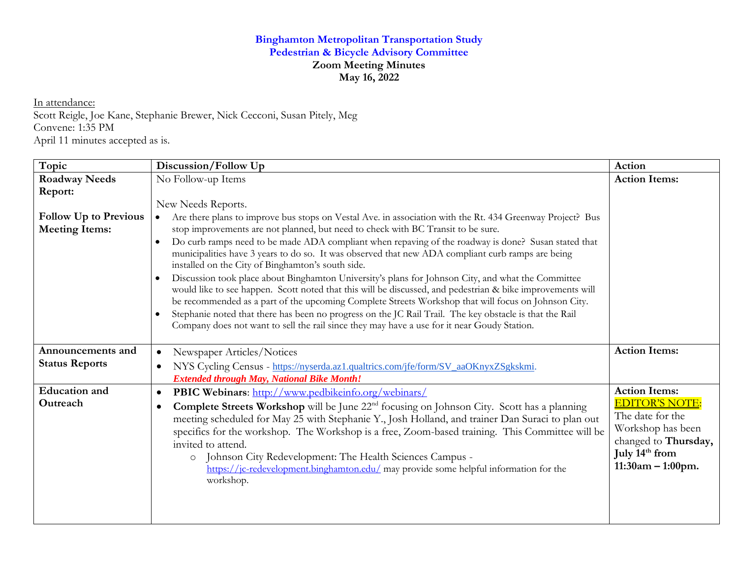**Binghamton Metropolitan Transportation Study**
**Pedestrian & Bicycle Advisory Committee**
**Zoom Meeting Minutes**
**May 16, 2022**

In attendance:
Scott Reigle, Joe Kane, Stephanie Brewer, Nick Cecconi, Susan Pitely, Meg
Convene: 1:35 PM
April 11 minutes accepted as is.

| Topic | Discussion/Follow Up | Action |
|---|---|---|
| **Roadway Needs Report:**<br><br>**Follow Up to Previous Meeting Items:** | No Follow-up Items<br><br>New Needs Reports.<br>• Are there plans to improve bus stops on Vestal Ave. in association with the Rt. 434 Greenway Project? Bus stop improvements are not planned, but need to check with BC Transit to be sure.<br>• Do curb ramps need to be made ADA compliant when repaving of the roadway is done? Susan stated that municipalities have 3 years to do so. It was observed that new ADA compliant curb ramps are being installed on the City of Binghamton's south side.<br>• Discussion took place about Binghamton University's plans for Johnson City, and what the Committee would like to see happen. Scott noted that this will be discussed, and pedestrian & bike improvements will be recommended as a part of the upcoming Complete Streets Workshop that will focus on Johnson City.<br>• Stephanie noted that there has been no progress on the JC Rail Trail. The key obstacle is that the Rail Company does not want to sell the rail since they may have a use for it near Goudy Station. | **Action Items:** |
| **Announcements and Status Reports** | • Newspaper Articles/Notices<br>• NYS Cycling Census - https://nyserda.az1.qualtrics.com/jfe/form/SV_aaOKnyxZSgkskmi. ***Extended through May, National Bike Month!*** | **Action Items:** |
| **Education and Outreach** | • **PBIC Webinars**: http://www.pedbikeinfo.org/webinars/<br>• **Complete Streets Workshop** will be June 22nd focusing on Johnson City. Scott has a planning meeting scheduled for May 25 with Stephanie Y., Josh Holland, and trainer Dan Suraci to plan out specifics for the workshop. The Workshop is a free, Zoom-based training. This Committee will be invited to attend.<br>&nbsp;&nbsp;&nbsp;&nbsp;○ Johnson City Redevelopment: The Health Sciences Campus - https://jc-redevelopment.binghamton.edu/ may provide some helpful information for the workshop. | **Action Items:**<br>EDITOR'S NOTE:<br>The date for the Workshop has been changed to **Thursday, July 14th from 11:30am – 1:00pm.** |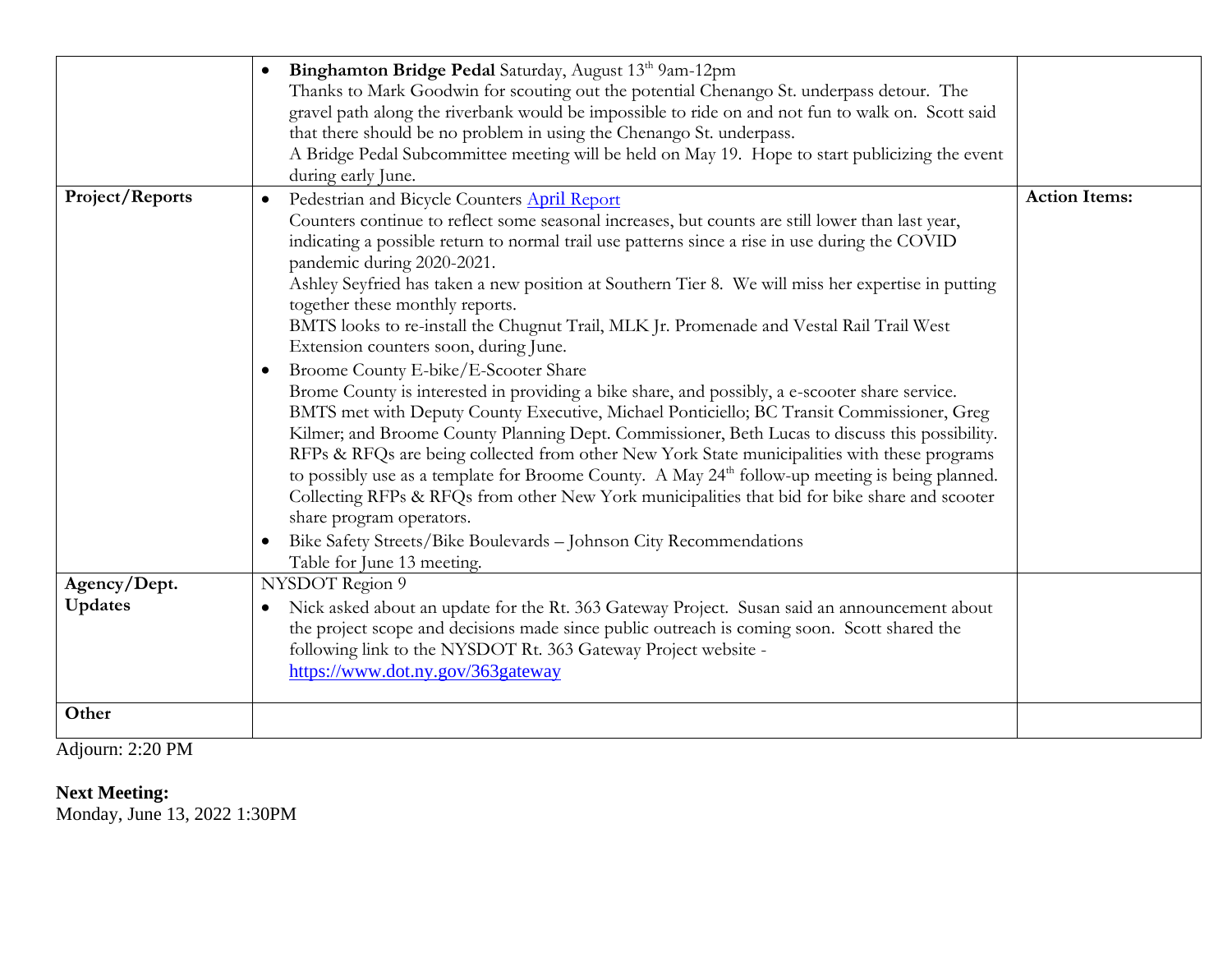| | | |
|---|---|---|
| | • **Binghamton Bridge Pedal** Saturday, August 13th 9am-12pm<br>Thanks to Mark Goodwin for scouting out the potential Chenango St. underpass detour. The gravel path along the riverbank would be impossible to ride on and not fun to walk on. Scott said that there should be no problem in using the Chenango St. underpass.<br>A Bridge Pedal Subcommittee meeting will be held on May 19. Hope to start publicizing the event during early June. | |
| **Project/Reports** | • Pedestrian and Bicycle Counters [April Report]<br>Counters continue to reflect some seasonal increases, but counts are still lower than last year, indicating a possible return to normal trail use patterns since a rise in use during the COVID pandemic during 2020-2021.<br>Ashley Seyfried has taken a new position at Southern Tier 8. We will miss her expertise in putting together these monthly reports.<br>BMTS looks to re-install the Chugnut Trail, MLK Jr. Promenade and Vestal Rail Trail West Extension counters soon, during June.<br>• Broome County E-bike/E-Scooter Share<br>Brome County is interested in providing a bike share, and possibly, a e-scooter share service. BMTS met with Deputy County Executive, Michael Ponticiello; BC Transit Commissioner, Greg Kilmer; and Broome County Planning Dept. Commissioner, Beth Lucas to discuss this possibility. RFPs & RFQs are being collected from other New York State municipalities with these programs to possibly use as a template for Broome County. A May 24th follow-up meeting is being planned. Collecting RFPs & RFQs from other New York municipalities that bid for bike share and scooter share program operators.<br>• Bike Safety Streets/Bike Boulevards – Johnson City Recommendations<br>Table for June 13 meeting. | **Action Items:** |
| **Agency/Dept. Updates** | NYSDOT Region 9<br>• Nick asked about an update for the Rt. 363 Gateway Project. Susan said an announcement about the project scope and decisions made since public outreach is coming soon. Scott shared the following link to the NYSDOT Rt. 363 Gateway Project website - https://www.dot.ny.gov/363gateway | |
| **Other** | | |

Adjourn: 2:20 PM

**Next Meeting:**
Monday, June 13, 2022 1:30PM